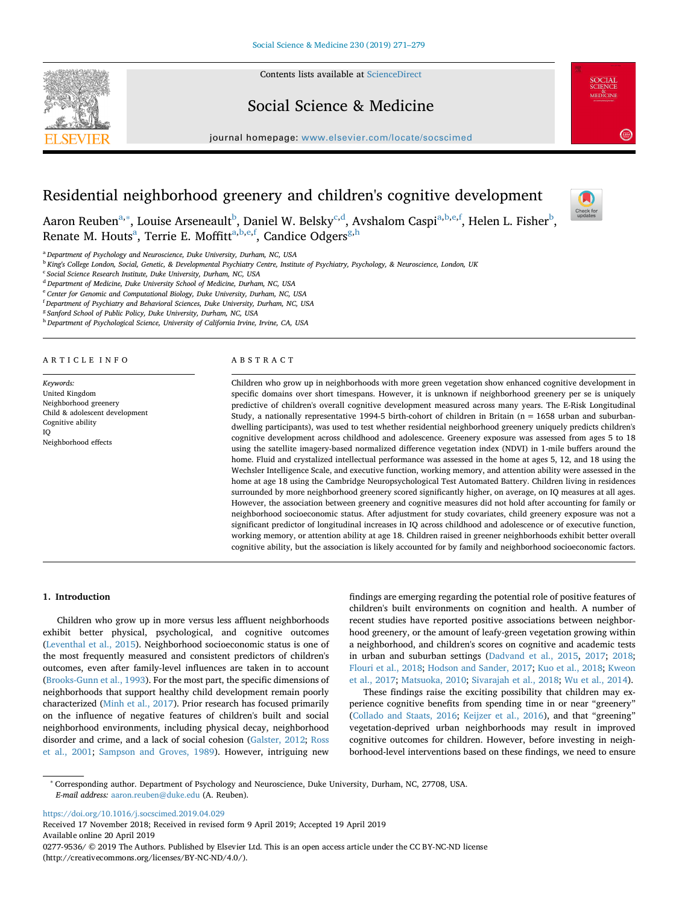# Residential neighborhood greenery and children's cognitive development

Aaron Reuben[a,*], Louise Arseneault[b], Daniel W. Belsky[c,d], Avshalom Caspi[a,b,e,f], Helen L. Fisher[b], Renate M. Houts[a], Terrie E. Moffitt[a,b,e,f], Candice Odgers[g,h]

[a] Department of Psychology and Neuroscience, Duke University, Durham, NC, USA
[b] King's College London, Social, Genetic, & Developmental Psychiatry Centre, Institute of Psychiatry, Psychology, & Neuroscience, London, UK
[c] Social Science Research Institute, Duke University, Durham, NC, USA
[d] Department of Medicine, Duke University School of Medicine, Durham, NC, USA
[e] Center for Genomic and Computational Biology, Duke University, Durham, NC, USA
[f] Department of Psychiatry and Behavioral Sciences, Duke University, Durham, NC, USA
[g] Sanford School of Public Policy, Duke University, Durham, NC, USA
[h] Department of Psychological Science, University of California Irvine, Irvine, CA, USA

## ARTICLE INFO

*Keywords:*
United Kingdom
Neighborhood greenery
Child & adolescent development
Cognitive ability
IQ
Neighborhood effects

## ABSTRACT

Children who grow up in neighborhoods with more green vegetation show enhanced cognitive development in specific domains over short timespans. However, it is unknown if neighborhood greenery per se is uniquely predictive of children's overall cognitive development measured across many years. The E-Risk Longitudinal Study, a nationally representative 1994-5 birth-cohort of children in Britain (n = 1658 urban and suburban-dwelling participants), was used to test whether residential neighborhood greenery uniquely predicts children's cognitive development across childhood and adolescence. Greenery exposure was assessed from ages 5 to 18 using the satellite imagery-based normalized difference vegetation index (NDVI) in 1-mile buffers around the home. Fluid and crystalized intellectual performance was assessed in the home at ages 5, 12, and 18 using the Wechsler Intelligence Scale, and executive function, working memory, and attention ability were assessed in the home at age 18 using the Cambridge Neuropsychological Test Automated Battery. Children living in residences surrounded by more neighborhood greenery scored significantly higher, on average, on IQ measures at all ages. However, the association between greenery and cognitive measures did not hold after accounting for family or neighborhood socioeconomic status. After adjustment for study covariates, child greenery exposure was not a significant predictor of longitudinal increases in IQ across childhood and adolescence or of executive function, working memory, or attention ability at age 18. Children raised in greener neighborhoods exhibit better overall cognitive ability, but the association is likely accounted for by family and neighborhood socioeconomic factors.

## 1. Introduction

Children who grow up in more versus less affluent neighborhoods exhibit better physical, psychological, and cognitive outcomes (Leventhal et al., 2015). Neighborhood socioeconomic status is one of the most frequently measured and consistent predictors of children's outcomes, even after family-level influences are taken in to account (Brooks-Gunn et al., 1993). For the most part, the specific dimensions of neighborhoods that support healthy child development remain poorly characterized (Minh et al., 2017). Prior research has focused primarily on the influence of negative features of children's built and social neighborhood environments, including physical decay, neighborhood disorder and crime, and a lack of social cohesion (Galster, 2012; Ross et al., 2001; Sampson and Groves, 1989). However, intriguing new findings are emerging regarding the potential role of positive features of children's built environments on cognition and health. A number of recent studies have reported positive associations between neighborhood greenery, or the amount of leafy-green vegetation growing within a neighborhood, and children's scores on cognitive and academic tests in urban and suburban settings (Dadvand et al., 2015, 2017; 2018; Flouri et al., 2018; Hodson and Sander, 2017; Kuo et al., 2018; Kweon et al., 2017; Matsuoka, 2010; Sivarajah et al., 2018; Wu et al., 2014).

These findings raise the exciting possibility that children may experience cognitive benefits from spending time in or near "greenery" (Collado and Staats, 2016; Keijzer et al., 2016), and that "greening" vegetation-deprived urban neighborhoods may result in improved cognitive outcomes for children. However, before investing in neighborhood-level interventions based on these findings, we need to ensure

* Corresponding author. Department of Psychology and Neuroscience, Duke University, Durham, NC, 27708, USA.
*E-mail address:* aaron.reuben@duke.edu (A. Reuben).

https://doi.org/10.1016/j.socscimed.2019.04.029
Received 17 November 2018; Received in revised form 9 April 2019; Accepted 19 April 2019
Available online 20 April 2019
0277-9536/ © 2019 The Authors. Published by Elsevier Ltd. This is an open access article under the CC BY-NC-ND license (http://creativecommons.org/licenses/BY-NC-ND/4.0/).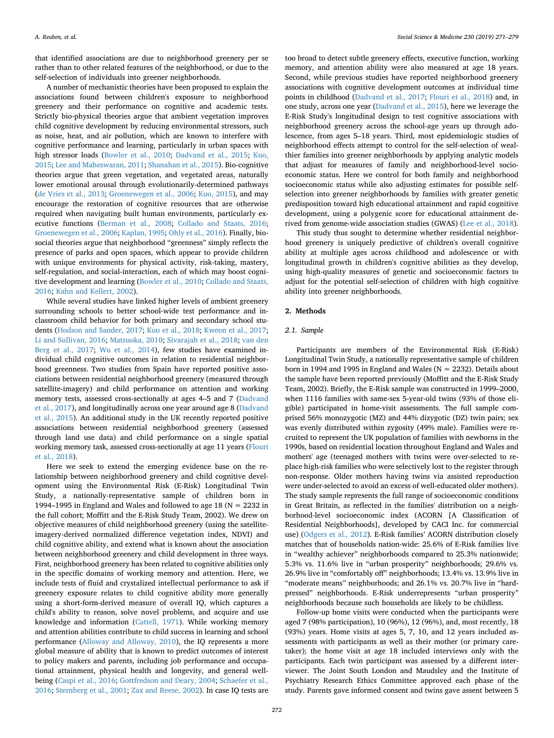that identified associations are due to neighborhood greenery per se rather than to other related features of the neighborhood, or due to the self-selection of individuals into greener neighborhoods.

A number of mechanistic theories have been proposed to explain the associations found between children's exposure to neighborhood greenery and their performance on cognitive and academic tests. Strictly bio-physical theories argue that ambient vegetation improves child cognitive development by reducing environmental stressors, such as noise, heat, and air pollution, which are known to interfere with cognitive performance and learning, particularly in urban spaces with high stressor loads (Bowler et al., 2010; Dadvand et al., 2015; Kuo, 2015; Lee and Maheswaran, 2011; Shanahan et al., 2015). Bio-cognitive theories argue that green vegetation, and vegetated areas, naturally lower emotional arousal through evolutionarily-determined pathways (de Vries et al., 2013; Groenewegen et al., 2006; Kuo, 2015), and may encourage the restoration of cognitive resources that are otherwise required when navigating built human environments, particularly executive functions (Berman et al., 2008; Collado and Staats, 2016; Groenewegen et al., 2006; Kaplan, 1995; Ohly et al., 2016). Finally, bio-social theories argue that neighborhood "greenness" simply reflects the presence of parks and open spaces, which appear to provide children with unique environments for physical activity, risk-taking, mastery, self-regulation, and social-interaction, each of which may boost cognitive development and learning (Bowler et al., 2010; Collado and Staats, 2016; Kahn and Kellert, 2002).

While several studies have linked higher levels of ambient greenery surrounding schools to better school-wide test performance and in-classroom child behavior for both primary and secondary school students (Hodson and Sander, 2017; Kuo et al., 2018; Kweon et al., 2017; Li and Sullivan, 2016; Matsuoka, 2010; Sivarajah et al., 2018; van den Berg et al., 2017; Wu et al., 2014), few studies have examined individual child cognitive outcomes in relation to residential neighborhood greenness. Two studies from Spain have reported positive associations between residential neighborhood greenery (measured through satellite-imagery) and child performance on attention and working memory tests, assessed cross-sectionally at ages 4–5 and 7 (Dadvand et al., 2017), and longitudinally across one year around age 8 (Dadvand et al., 2015). An additional study in the UK recently reported positive associations between residential neighborhood greenery (assessed through land use data) and child performance on a single spatial working memory task, assessed cross-sectionally at age 11 years (Flouri et al., 2018).

Here we seek to extend the emerging evidence base on the relationship between neighborhood greenery and child cognitive development using the Environmental Risk (E-Risk) Longitudinal Twin Study, a nationally-representative sample of children born in 1994–1995 in England and Wales and followed to age 18 (N = 2232 in the full cohort; Moffitt and the E-Risk Study Team, 2002). We drew on objective measures of child neighborhood greenery (using the satellite-imagery-derived normalized difference vegetation index, NDVI) and child cognitive ability, and extend what is known about the association between neighborhood greenery and child development in three ways. First, neighborhood greenery has been related to cognitive abilities only in the specific domains of working memory and attention. Here, we include tests of fluid and crystalized intellectual performance to ask if greenery exposure relates to child cognitive ability more generally using a short-form-derived measure of overall IQ, which captures a child's ability to reason, solve novel problems, and acquire and use knowledge and information (Cattell, 1971). While working memory and attention abilities contribute to child success in learning and school performance (Alloway and Alloway, 2010), the IQ represents a more global measure of ability that is known to predict outcomes of interest to policy makers and parents, including job performance and occupational attainment, physical health and longevity, and general well-being (Caspi et al., 2016; Gottfredson and Deary, 2004; Schaefer et al., 2016; Sternberg et al., 2001; Zax and Reese, 2002). In case IQ tests are too broad to detect subtle greenery effects, executive function, working memory, and attention ability were also measured at age 18 years. Second, while previous studies have reported neighborhood greenery associations with cognitive development outcomes at individual time points in childhood (Dadvand et al., 2017; Flouri et al., 2018) and, in one study, across one year (Dadvand et al., 2015), here we leverage the E-Risk Study's longitudinal design to test cognitive associations with neighborhood greenery across the school-age years up through adolescence, from ages 5–18 years. Third, most epidemiologic studies of neighborhood effects attempt to control for the self-selection of wealthier families into greener neighborhoods by applying analytic models that adjust for measures of family and neighborhood-level socioeconomic status. Here we control for both family and neighborhood socioeconomic status while also adjusting estimates for possible self-selection into greener neighborhoods by families with greater genetic predisposition toward high educational attainment and rapid cognitive development, using a polygenic score for educational attainment derived from genome-wide association studies (GWAS) (Lee et al., 2018).

This study thus sought to determine whether residential neighborhood greenery is uniquely predictive of children's overall cognitive ability at multiple ages across childhood and adolescence or with longitudinal growth in children's cognitive abilities as they develop, using high-quality measures of genetic and socioeconomic factors to adjust for the potential self-selection of children with high cognitive ability into greener neighborhoods.

## 2. Methods

### 2.1. Sample

Participants are members of the Environmental Risk (E-Risk) Longitudinal Twin Study, a nationally representative sample of children born in 1994 and 1995 in England and Wales (N = 2232). Details about the sample have been reported previously (Moffitt and the E-Risk Study Team, 2002). Briefly, the E-Risk sample was constructed in 1999–2000, when 1116 families with same-sex 5-year-old twins (93% of those eligible) participated in home-visit assessments. The full sample comprised 56% monozygotic (MZ) and 44% dizygotic (DZ) twin pairs; sex was evenly distributed within zygosity (49% male). Families were recruited to represent the UK population of families with newborns in the 1990s, based on residential location throughout England and Wales and mothers' age (teenaged mothers with twins were over-selected to replace high-risk families who were selectively lost to the register through non-response. Older mothers having twins via assisted reproduction were under-selected to avoid an excess of well-educated older mothers). The study sample represents the full range of socioeconomic conditions in Great Britain, as reflected in the families' distribution on a neighborhood-level socioeconomic index (ACORN [A Classification of Residential Neighborhoods], developed by CACI Inc. for commercial use) (Odgers et al., 2012). E-Risk families' ACORN distribution closely matches that of households nation-wide: 25.6% of E-Risk families live in "wealthy achiever" neighborhoods compared to 25.3% nationwide; 5.3% vs. 11.6% live in "urban prosperity" neighborhoods; 29.6% vs. 26.9% live in "comfortably off" neighborhoods; 13.4% vs. 13.9% live in "moderate means" neighborhoods; and 26.1% vs. 20.7% live in "hard-pressed" neighborhoods. E-Risk underrepresents "urban prosperity" neighborhoods because such households are likely to be childless.

Follow-up home visits were conducted when the participants were aged 7 (98% participation), 10 (96%), 12 (96%), and, most recently, 18 (93%) years. Home visits at ages 5, 7, 10, and 12 years included assessments with participants as well as their mother (or primary caretaker); the home visit at age 18 included interviews only with the participants. Each twin participant was assessed by a different interviewer. The Joint South London and Maudsley and the Institute of Psychiatry Research Ethics Committee approved each phase of the study. Parents gave informed consent and twins gave assent between 5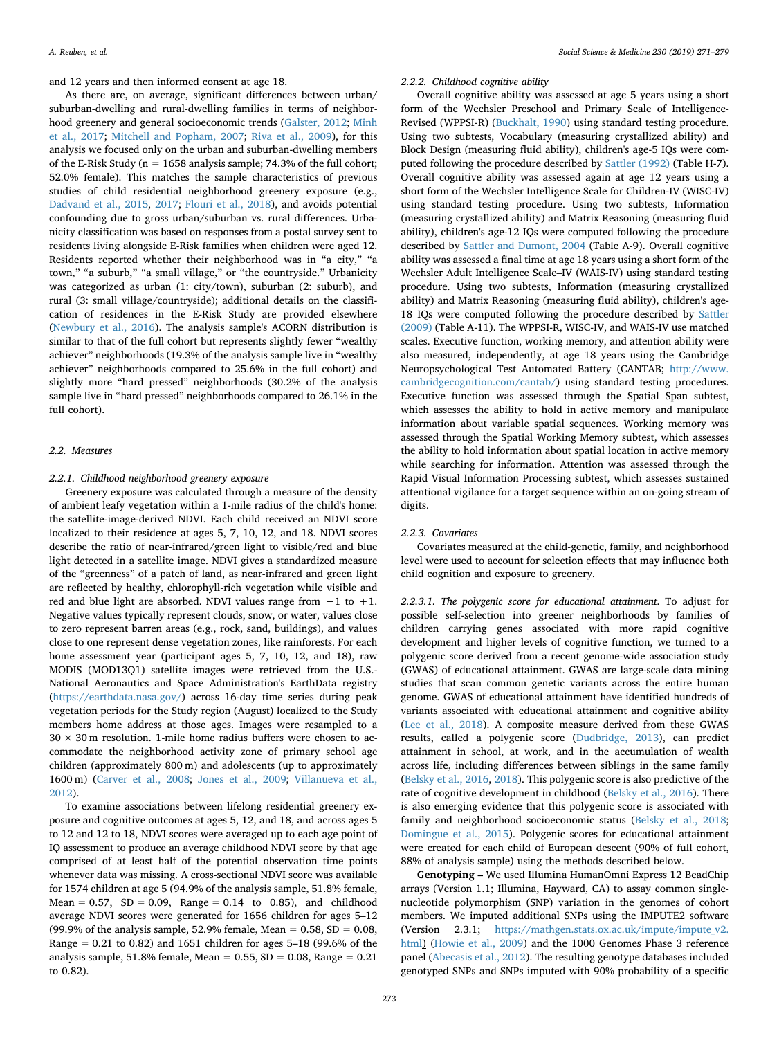and 12 years and then informed consent at age 18.

As there are, on average, significant differences between urban/suburban-dwelling and rural-dwelling families in terms of neighborhood greenery and general socioeconomic trends (Galster, 2012; Minh et al., 2017; Mitchell and Popham, 2007; Riva et al., 2009), for this analysis we focused only on the urban and suburban-dwelling members of the E-Risk Study (n = 1658 analysis sample; 74.3% of the full cohort; 52.0% female). This matches the sample characteristics of previous studies of child residential neighborhood greenery exposure (e.g., Dadvand et al., 2015, 2017; Flouri et al., 2018), and avoids potential confounding due to gross urban/suburban vs. rural differences. Urbanicity classification was based on responses from a postal survey sent to residents living alongside E-Risk families when children were aged 12. Residents reported whether their neighborhood was in "a city," "a town," "a suburb," "a small village," or "the countryside." Urbanicity was categorized as urban (1: city/town), suburban (2: suburb), and rural (3: small village/countryside); additional details on the classification of residences in the E-Risk Study are provided elsewhere (Newbury et al., 2016). The analysis sample's ACORN distribution is similar to that of the full cohort but represents slightly fewer "wealthy achiever" neighborhoods (19.3% of the analysis sample live in "wealthy achiever" neighborhoods compared to 25.6% in the full cohort) and slightly more "hard pressed" neighborhoods (30.2% of the analysis sample live in "hard pressed" neighborhoods compared to 26.1% in the full cohort).

## 2.2. Measures

### 2.2.1. Childhood neighborhood greenery exposure

Greenery exposure was calculated through a measure of the density of ambient leafy vegetation within a 1-mile radius of the child's home: the satellite-image-derived NDVI. Each child received an NDVI score localized to their residence at ages 5, 7, 10, 12, and 18. NDVI scores describe the ratio of near-infrared/green light to visible/red and blue light detected in a satellite image. NDVI gives a standardized measure of the "greenness" of a patch of land, as near-infrared and green light are reflected by healthy, chlorophyll-rich vegetation while visible and red and blue light are absorbed. NDVI values range from −1 to +1. Negative values typically represent clouds, snow, or water, values close to zero represent barren areas (e.g., rock, sand, buildings), and values close to one represent dense vegetation zones, like rainforests. For each home assessment year (participant ages 5, 7, 10, 12, and 18), raw MODIS (MOD13Q1) satellite images were retrieved from the U.S.-National Aeronautics and Space Administration's EarthData registry (https://earthdata.nasa.gov/) across 16-day time series during peak vegetation periods for the Study region (August) localized to the Study members home address at those ages. Images were resampled to a $30 \times 30$ m resolution. 1-mile home radius buffers were chosen to accommodate the neighborhood activity zone of primary school age children (approximately 800 m) and adolescents (up to approximately 1600 m) (Carver et al., 2008; Jones et al., 2009; Villanueva et al., 2012).

To examine associations between lifelong residential greenery exposure and cognitive outcomes at ages 5, 12, and 18, and across ages 5 to 12 and 12 to 18, NDVI scores were averaged up to each age point of IQ assessment to produce an average childhood NDVI score by that age comprised of at least half of the potential observation time points whenever data was missing. A cross-sectional NDVI score was available for 1574 children at age 5 (94.9% of the analysis sample, 51.8% female, Mean = 0.57, SD = 0.09, Range = 0.14 to 0.85), and childhood average NDVI scores were generated for 1656 children for ages 5–12 (99.9% of the analysis sample, 52.9% female, Mean = 0.58, SD = 0.08, Range = 0.21 to 0.82) and 1651 children for ages 5–18 (99.6% of the analysis sample, 51.8% female, Mean = 0.55, SD = 0.08, Range = 0.21 to 0.82).

### 2.2.2. Childhood cognitive ability

Overall cognitive ability was assessed at age 5 years using a short form of the Wechsler Preschool and Primary Scale of Intelligence-Revised (WPPSI-R) (Buckhalt, 1990) using standard testing procedure. Using two subtests, Vocabulary (measuring crystallized ability) and Block Design (measuring fluid ability), children's age-5 IQs were computed following the procedure described by Sattler (1992) (Table H-7). Overall cognitive ability was assessed again at age 12 years using a short form of the Wechsler Intelligence Scale for Children-IV (WISC-IV) using standard testing procedure. Using two subtests, Information (measuring crystallized ability) and Matrix Reasoning (measuring fluid ability), children's age-12 IQs were computed following the procedure described by Sattler and Dumont, 2004 (Table A-9). Overall cognitive ability was assessed a final time at age 18 years using a short form of the Wechsler Adult Intelligence Scale–IV (WAIS-IV) using standard testing procedure. Using two subtests, Information (measuring crystallized ability) and Matrix Reasoning (measuring fluid ability), children's age-18 IQs were computed following the procedure described by Sattler (2009) (Table A-11). The WPPSI-R, WISC-IV, and WAIS-IV use matched scales. Executive function, working memory, and attention ability were also measured, independently, at age 18 years using the Cambridge Neuropsychological Test Automated Battery (CANTAB; http://www.cambridgecognition.com/cantab/) using standard testing procedures. Executive function was assessed through the Spatial Span subtest, which assesses the ability to hold in active memory and manipulate information about variable spatial sequences. Working memory was assessed through the Spatial Working Memory subtest, which assesses the ability to hold information about spatial location in active memory while searching for information. Attention was assessed through the Rapid Visual Information Processing subtest, which assesses sustained attentional vigilance for a target sequence within an on-going stream of digits.

### 2.2.3. Covariates

Covariates measured at the child-genetic, family, and neighborhood level were used to account for selection effects that may influence both child cognition and exposure to greenery.

#### 2.2.3.1. The polygenic score for educational attainment.

To adjust for possible self-selection into greener neighborhoods by families of children carrying genes associated with more rapid cognitive development and higher levels of cognitive function, we turned to a polygenic score derived from a recent genome-wide association study (GWAS) of educational attainment. GWAS are large-scale data mining studies that scan common genetic variants across the entire human genome. GWAS of educational attainment have identified hundreds of variants associated with educational attainment and cognitive ability (Lee et al., 2018). A composite measure derived from these GWAS results, called a polygenic score (Dudbridge, 2013), can predict attainment in school, at work, and in the accumulation of wealth across life, including differences between siblings in the same family (Belsky et al., 2016, 2018). This polygenic score is also predictive of the rate of cognitive development in childhood (Belsky et al., 2016). There is also emerging evidence that this polygenic score is associated with family and neighborhood socioeconomic status (Belsky et al., 2018; Domingue et al., 2015). Polygenic scores for educational attainment were created for each child of European descent (90% of full cohort, 88% of analysis sample) using the methods described below.

**Genotyping –** We used Illumina HumanOmni Express 12 BeadChip arrays (Version 1.1; Illumina, Hayward, CA) to assay common single-nucleotide polymorphism (SNP) variation in the genomes of cohort members. We imputed additional SNPs using the IMPUTE2 software (Version 2.3.1; https://mathgen.stats.ox.ac.uk/impute/impute_v2.html) (Howie et al., 2009) and the 1000 Genomes Phase 3 reference panel (Abecasis et al., 2012). The resulting genotype databases included genotyped SNPs and SNPs imputed with 90% probability of a specific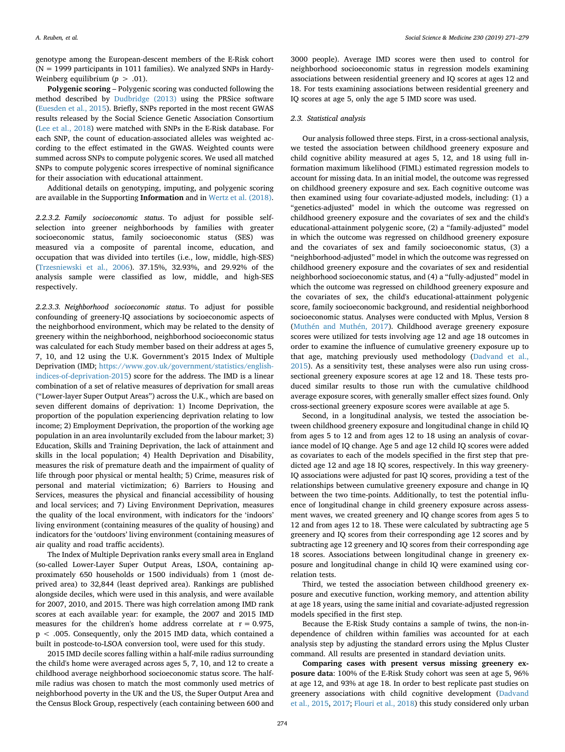genotype among the European-descent members of the E-Risk cohort (N = 1999 participants in 1011 families). We analyzed SNPs in Hardy-Weinberg equilibrium ($p > .01$).

**Polygenic scoring** – Polygenic scoring was conducted following the method described by Dudbridge (2013) using the PRSice software (Euesden et al., 2015). Briefly, SNPs reported in the most recent GWAS results released by the Social Science Genetic Association Consortium (Lee et al., 2018) were matched with SNPs in the E-Risk database. For each SNP, the count of education-associated alleles was weighted according to the effect estimated in the GWAS. Weighted counts were summed across SNPs to compute polygenic scores. We used all matched SNPs to compute polygenic scores irrespective of nominal significance for their association with educational attainment.

Additional details on genotyping, imputing, and polygenic scoring are available in the Supporting **Information** and in Wertz et al. (2018).

*2.2.3.2. Family socioeconomic status*. To adjust for possible self-selection into greener neighborhoods by families with greater socioeconomic status, family socioeconomic status (SES) was measured via a composite of parental income, education, and occupation that was divided into tertiles (i.e., low, middle, high-SES) (Trzesniewski et al., 2006). 37.15%, 32.93%, and 29.92% of the analysis sample were classified as low, middle, and high-SES respectively.

*2.2.3.3. Neighborhood socioeconomic status*. To adjust for possible confounding of greenery-IQ associations by socioeconomic aspects of the neighborhood environment, which may be related to the density of greenery within the neighborhood, neighborhood socioeconomic status was calculated for each Study member based on their address at ages 5, 7, 10, and 12 using the U.K. Government's 2015 Index of Multiple Deprivation (IMD; https://www.gov.uk/government/statistics/english-indices-of-deprivation-2015) score for the address. The IMD is a linear combination of a set of relative measures of deprivation for small areas ("Lower-layer Super Output Areas") across the U.K., which are based on seven different domains of deprivation: 1) Income Deprivation, the proportion of the population experiencing deprivation relating to low income; 2) Employment Deprivation, the proportion of the working age population in an area involuntarily excluded from the labour market; 3) Education, Skills and Training Deprivation, the lack of attainment and skills in the local population; 4) Health Deprivation and Disability, measures the risk of premature death and the impairment of quality of life through poor physical or mental health; 5) Crime, measures risk of personal and material victimization; 6) Barriers to Housing and Services, measures the physical and financial accessibility of housing and local services; and 7) Living Environment Deprivation, measures the quality of the local environment, with indicators for the 'indoors' living environment (containing measures of the quality of housing) and indicators for the 'outdoors' living environment (containing measures of air quality and road traffic accidents).

The Index of Multiple Deprivation ranks every small area in England (so-called Lower-Layer Super Output Areas, LSOA, containing approximately 650 households or 1500 individuals) from 1 (most deprived area) to 32,844 (least deprived area). Rankings are published alongside deciles, which were used in this analysis, and were available for 2007, 2010, and 2015. There was high correlation among IMD rank scores at each available year: for example, the 2007 and 2015 IMD measures for the children's home address correlate at $r = 0.975$, $p < .005$. Consequently, only the 2015 IMD data, which contained a built in postcode-to-LSOA conversion tool, were used for this study.

2015 IMD decile scores falling within a half-mile radius surrounding the child's home were averaged across ages 5, 7, 10, and 12 to create a childhood average neighborhood socioeconomic status score. The half-mile radius was chosen to match the most commonly used metrics of neighborhood poverty in the UK and the US, the Super Output Area and the Census Block Group, respectively (each containing between 600 and 3000 people). Average IMD scores were then used to control for neighborhood socioeconomic status in regression models examining associations between residential greenery and IQ scores at ages 12 and 18. For tests examining associations between residential greenery and IQ scores at age 5, only the age 5 IMD score was used.

### 2.3. Statistical analysis

Our analysis followed three steps. First, in a cross-sectional analysis, we tested the association between childhood greenery exposure and child cognitive ability measured at ages 5, 12, and 18 using full information maximum likelihood (FIML) estimated regression models to account for missing data. In an initial model, the outcome was regressed on childhood greenery exposure and sex. Each cognitive outcome was then examined using four covariate-adjusted models, including: (1) a "genetics-adjusted" model in which the outcome was regressed on childhood greenery exposure and the covariates of sex and the child's educational-attainment polygenic score, (2) a "family-adjusted" model in which the outcome was regressed on childhood greenery exposure and the covariates of sex and family socioeconomic status, (3) a "neighborhood-adjusted" model in which the outcome was regressed on childhood greenery exposure and the covariates of sex and residential neighborhood socioeconomic status, and (4) a "fully-adjusted" model in which the outcome was regressed on childhood greenery exposure and the covariates of sex, the child's educational-attainment polygenic score, family socioeconomic background, and residential neighborhood socioeconomic status. Analyses were conducted with Mplus, Version 8 (Muthén and Muthén, 2017). Childhood average greenery exposure scores were utilized for tests involving age 12 and age 18 outcomes in order to examine the influence of cumulative greenery exposure up to that age, matching previously used methodology (Dadvand et al., 2015). As a sensitivity test, these analyses were also run using cross-sectional greenery exposure scores at age 12 and 18. These tests produced similar results to those run with the cumulative childhood average exposure scores, with generally smaller effect sizes found. Only cross-sectional greenery exposure scores were available at age 5.

Second, in a longitudinal analysis, we tested the association between childhood greenery exposure and longitudinal change in child IQ from ages 5 to 12 and from ages 12 to 18 using an analysis of covariance model of IQ change. Age 5 and age 12 child IQ scores were added as covariates to each of the models specified in the first step that predicted age 12 and age 18 IQ scores, respectively. In this way greenery-IQ associations were adjusted for past IQ scores, providing a test of the relationships between cumulative greenery exposure and change in IQ between the two time-points. Additionally, to test the potential influence of longitudinal change in child greenery exposure across assessment waves, we created greenery and IQ change scores from ages 5 to 12 and from ages 12 to 18. These were calculated by subtracting age 5 greenery and IQ scores from their corresponding age 12 scores and by subtracting age 12 greenery and IQ scores from their corresponding age 18 scores. Associations between longitudinal change in greenery exposure and longitudinal change in child IQ were examined using correlation tests.

Third, we tested the association between childhood greenery exposure and executive function, working memory, and attention ability at age 18 years, using the same initial and covariate-adjusted regression models specified in the first step.

Because the E-Risk Study contains a sample of twins, the non-independence of children within families was accounted for at each analysis step by adjusting the standard errors using the Mplus Cluster command. All results are presented in standard deviation units.

**Comparing cases with present versus missing greenery exposure data**: 100% of the E-Risk Study cohort was seen at age 5, 96% at age 12, and 93% at age 18. In order to best replicate past studies on greenery associations with child cognitive development (Dadvand et al., 2015, 2017; Flouri et al., 2018) this study considered only urban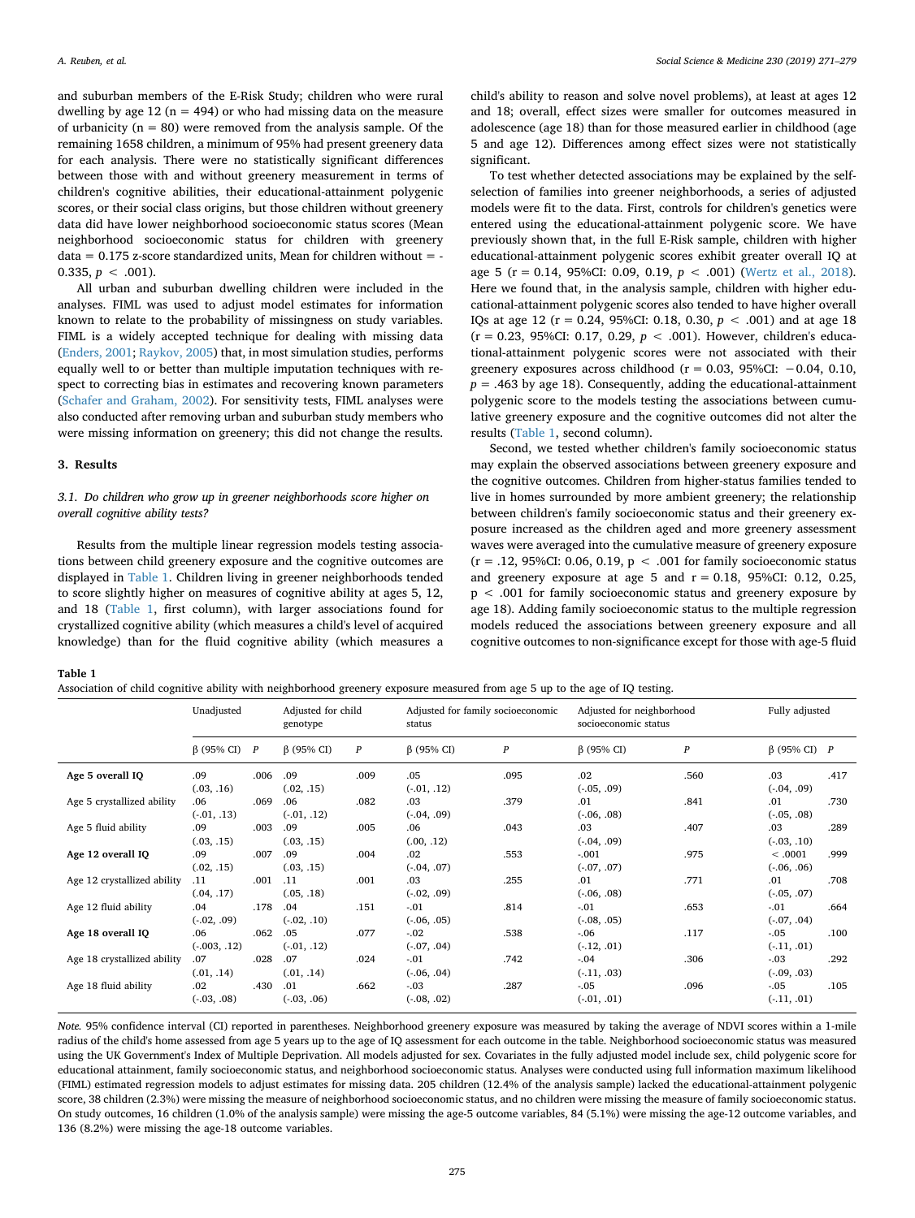and suburban members of the E-Risk Study; children who were rural dwelling by age 12 (n = 494) or who had missing data on the measure of urbanicity (n = 80) were removed from the analysis sample. Of the remaining 1658 children, a minimum of 95% had present greenery data for each analysis. There were no statistically significant differences between those with and without greenery measurement in terms of children's cognitive abilities, their educational-attainment polygenic scores, or their social class origins, but those children without greenery data did have lower neighborhood socioeconomic status scores (Mean neighborhood socioeconomic status for children with greenery data = 0.175 z-score standardized units, Mean for children without = -0.335, $p < .001$).

All urban and suburban dwelling children were included in the analyses. FIML was used to adjust model estimates for information known to relate to the probability of missingness on study variables. FIML is a widely accepted technique for dealing with missing data (Enders, 2001; Raykov, 2005) that, in most simulation studies, performs equally well to or better than multiple imputation techniques with respect to correcting bias in estimates and recovering known parameters (Schafer and Graham, 2002). For sensitivity tests, FIML analyses were also conducted after removing urban and suburban study members who were missing information on greenery; this did not change the results.

## 3. Results

### 3.1. Do children who grow up in greener neighborhoods score higher on overall cognitive ability tests?

Results from the multiple linear regression models testing associations between child greenery exposure and the cognitive outcomes are displayed in Table 1. Children living in greener neighborhoods tended to score slightly higher on measures of cognitive ability at ages 5, 12, and 18 (Table 1, first column), with larger associations found for crystallized cognitive ability (which measures a child's level of acquired knowledge) than for the fluid cognitive ability (which measures a child's ability to reason and solve novel problems), at least at ages 12 and 18; overall, effect sizes were smaller for outcomes measured in adolescence (age 18) than for those measured earlier in childhood (age 5 and age 12). Differences among effect sizes were not statistically significant.

To test whether detected associations may be explained by the self-selection of families into greener neighborhoods, a series of adjusted models were fit to the data. First, controls for children's genetics were entered using the educational-attainment polygenic score. We have previously shown that, in the full E-Risk sample, children with higher educational-attainment polygenic scores exhibit greater overall IQ at age 5 (r = 0.14, 95%CI: 0.09, 0.19, $p < .001$) (Wertz et al., 2018). Here we found that, in the analysis sample, children with higher educational-attainment polygenic scores also tended to have higher overall IQs at age 12 (r = 0.24, 95%CI: 0.18, 0.30, $p < .001$) and at age 18 (r = 0.23, 95%CI: 0.17, 0.29, $p < .001$). However, children's educational-attainment polygenic scores were not associated with their greenery exposures across childhood (r = 0.03, 95%CI: −0.04, 0.10, $p = .463$ by age 18). Consequently, adding the educational-attainment polygenic score to the models testing the associations between cumulative greenery exposure and the cognitive outcomes did not alter the results (Table 1, second column).

Second, we tested whether children's family socioeconomic status may explain the observed associations between greenery exposure and the cognitive outcomes. Children from higher-status families tended to live in homes surrounded by more ambient greenery; the relationship between children's family socioeconomic status and their greenery exposure increased as the children aged and more greenery assessment waves were averaged into the cumulative measure of greenery exposure (r = .12, 95%CI: 0.06, 0.19, $p < .001$ for family socioeconomic status and greenery exposure at age 5 and r = 0.18, 95%CI: 0.12, 0.25, $p < .001$ for family socioeconomic status and greenery exposure by age 18). Adding family socioeconomic status to the multiple regression models reduced the associations between greenery exposure and all cognitive outcomes to non-significance except for those with age-5 fluid

**Table 1**
Association of child cognitive ability with neighborhood greenery exposure measured from age 5 up to the age of IQ testing.

| | Unadjusted | | Adjusted for child genotype | | Adjusted for family socioeconomic status | | Adjusted for neighborhood socioeconomic status | | Fully adjusted | |
|---|---|---|---|---|---|---|---|---|---|---|
| | β (95% CI) | *P* | β (95% CI) | *P* | β (95% CI) | *P* | β (95% CI) | *P* | β (95% CI) | *P* |
| **Age 5 overall IQ** | .09 (.03, .16) | .006 | .09 (.02, .15) | .009 | .05 (-.01, .12) | .095 | .02 (-.05, .09) | .560 | .03 (-.04, .09) | .417 |
| Age 5 crystallized ability | .06 (-.01, .13) | .069 | .06 (-.01, .12) | .082 | .03 (-.04, .09) | .379 | .01 (-.06, .08) | .841 | .01 (-.05, .08) | .730 |
| Age 5 fluid ability | .09 (.03, .15) | .003 | .09 (.03, .15) | .005 | .06 (.00, .12) | .043 | .03 (-.04, .09) | .407 | .03 (-.03, .10) | .289 |
| **Age 12 overall IQ** | .09 (.02, .15) | .007 | .09 (.03, .15) | .004 | .02 (-.04, .07) | .553 | -.001 (-.07, .07) | .975 | < .0001 (-.06, .06) | .999 |
| Age 12 crystallized ability | .11 (.04, .17) | .001 | .11 (.05, .18) | .001 | .03 (-.02, .09) | .255 | .01 (-.06, .08) | .771 | .01 (-.05, .07) | .708 |
| Age 12 fluid ability | .04 (-.02, .09) | .178 | .04 (-.02, .10) | .151 | -.01 (-.06, .05) | .814 | -.01 (-.08, .05) | .653 | -.01 (-.07, .04) | .664 |
| **Age 18 overall IQ** | .06 (-.003, .12) | .062 | .05 (-.01, .12) | .077 | -.02 (-.07, .04) | .538 | -.06 (-.12, .01) | .117 | -.05 (-.11, .01) | .100 |
| Age 18 crystallized ability | .07 (.01, .14) | .028 | .07 (.01, .14) | .024 | -.01 (-.06, .04) | .742 | -.04 (-.11, .03) | .306 | -.03 (-.09, .03) | .292 |
| Age 18 fluid ability | .02 (-.03, .08) | .430 | .01 (-.03, .06) | .662 | -.03 (-.08, .02) | .287 | -.05 (-.01, .01) | .096 | -.05 (-.11, .01) | .105 |

*Note.* 95% confidence interval (CI) reported in parentheses. Neighborhood greenery exposure was measured by taking the average of NDVI scores within a 1-mile radius of the child's home assessed from age 5 years up to the age of IQ assessment for each outcome in the table. Neighborhood socioeconomic status was measured using the UK Government's Index of Multiple Deprivation. All models adjusted for sex. Covariates in the fully adjusted model include sex, child polygenic score for educational attainment, family socioeconomic status, and neighborhood socioeconomic status. Analyses were conducted using full information maximum likelihood (FIML) estimated regression models to adjust estimates for missing data. 205 children (12.4% of the analysis sample) lacked the educational-attainment polygenic score, 38 children (2.3%) were missing the measure of neighborhood socioeconomic status, and no children were missing the measure of family socioeconomic status. On study outcomes, 16 children (1.0% of the analysis sample) were missing the age-5 outcome variables, 84 (5.1%) were missing the age-12 outcome variables, and 136 (8.2%) were missing the age-18 outcome variables.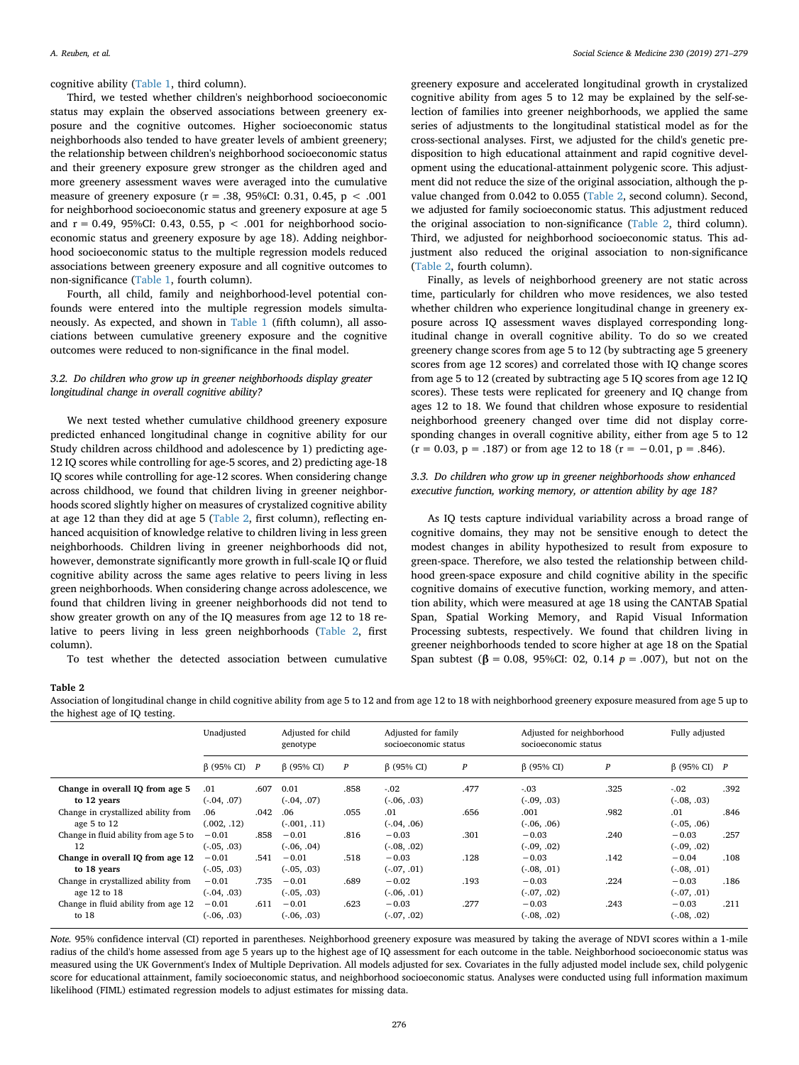cognitive ability (Table 1, third column).

Third, we tested whether children's neighborhood socioeconomic status may explain the observed associations between greenery exposure and the cognitive outcomes. Higher socioeconomic status neighborhoods also tended to have greater levels of ambient greenery; the relationship between children's neighborhood socioeconomic status and their greenery exposure grew stronger as the children aged and more greenery assessment waves were averaged into the cumulative measure of greenery exposure (r = .38, 95%CI: 0.31, 0.45, $p < .001$ for neighborhood socioeconomic status and greenery exposure at age 5 and r = 0.49, 95%CI: 0.43, 0.55, $p < .001$ for neighborhood socioeconomic status and greenery exposure by age 18). Adding neighborhood socioeconomic status to the multiple regression models reduced associations between greenery exposure and all cognitive outcomes to non-significance (Table 1, fourth column).

Fourth, all child, family and neighborhood-level potential confounds were entered into the multiple regression models simultaneously. As expected, and shown in Table 1 (fifth column), all associations between cumulative greenery exposure and the cognitive outcomes were reduced to non-significance in the final model.

### 3.2. Do children who grow up in greener neighborhoods display greater longitudinal change in overall cognitive ability?

We next tested whether cumulative childhood greenery exposure predicted enhanced longitudinal change in cognitive ability for our Study children across childhood and adolescence by 1) predicting age-12 IQ scores while controlling for age-5 scores, and 2) predicting age-18 IQ scores while controlling for age-12 scores. When considering change across childhood, we found that children living in greener neighborhoods scored slightly higher on measures of crystalized cognitive ability at age 12 than they did at age 5 (Table 2, first column), reflecting enhanced acquisition of knowledge relative to children living in less green neighborhoods. Children living in greener neighborhoods did not, however, demonstrate significantly more growth in full-scale IQ or fluid cognitive ability across the same ages relative to peers living in less green neighborhoods. When considering change across adolescence, we found that children living in greener neighborhoods did not tend to show greater growth on any of the IQ measures from age 12 to 18 relative to peers living in less green neighborhoods (Table 2, first column).

To test whether the detected association between cumulative greenery exposure and accelerated longitudinal growth in crystalized cognitive ability from ages 5 to 12 may be explained by the self-selection of families into greener neighborhoods, we applied the same series of adjustments to the longitudinal statistical model as for the cross-sectional analyses. First, we adjusted for the child's genetic predisposition to high educational attainment and rapid cognitive development using the educational-attainment polygenic score. This adjustment did not reduce the size of the original association, although the p-value changed from 0.042 to 0.055 (Table 2, second column). Second, we adjusted for family socioeconomic status. This adjustment reduced the original association to non-significance (Table 2, third column). Third, we adjusted for neighborhood socioeconomic status. This adjustment also reduced the original association to non-significance (Table 2, fourth column).

Finally, as levels of neighborhood greenery are not static across time, particularly for children who move residences, we also tested whether children who experience longitudinal change in greenery exposure across IQ assessment waves displayed corresponding longitudinal change in overall cognitive ability. To do so we created greenery change scores from age 5 to 12 (by subtracting age 5 greenery scores from age 12 scores) and correlated those with IQ change scores from age 5 to 12 (created by subtracting age 5 IQ scores from age 12 IQ scores). These tests were replicated for greenery and IQ change from ages 12 to 18. We found that children whose exposure to residential neighborhood greenery changed over time did not display corresponding changes in overall cognitive ability, either from age 5 to 12 (r = 0.03, p = .187) or from age 12 to 18 (r = −0.01, p = .846).

### 3.3. Do children who grow up in greener neighborhoods show enhanced executive function, working memory, or attention ability by age 18?

As IQ tests capture individual variability across a broad range of cognitive domains, they may not be sensitive enough to detect the modest changes in ability hypothesized to result from exposure to green-space. Therefore, we also tested the relationship between childhood green-space exposure and child cognitive ability in the specific cognitive domains of executive function, working memory, and attention ability, which were measured at age 18 using the CANTAB Spatial Span, Spatial Working Memory, and Rapid Visual Information Processing subtests, respectively. We found that children living in greener neighborhoods tended to score higher at age 18 on the Spatial Span subtest (**β** = 0.08, 95%CI: 02, 0.14 $p = .007$), but not on the

**Table 2**
Association of longitudinal change in child cognitive ability from age 5 to 12 and from age 12 to 18 with neighborhood greenery exposure measured from age 5 up to the highest age of IQ testing.

| | Unadjusted | | Adjusted for child genotype | | Adjusted for family socioeconomic status | | Adjusted for neighborhood socioeconomic status | | Fully adjusted | |
|---|---|---|---|---|---|---|---|---|---|---|
| | β (95% CI) | P | β (95% CI) | P | β (95% CI) | P | β (95% CI) | P | β (95% CI) | P |
| **Change in overall IQ from age 5 to 12 years** | .01 (-.04, .07) | .607 | 0.01 (-.04, .07) | .858 | -.02 (-.06, .03) | .477 | -.03 (-.09, .03) | .325 | -.02 (-.08, .03) | .392 |
| Change in crystallized ability from age 5 to 12 | .06 (.002, .12) | .042 | .06 (-.001, .11) | .055 | .01 (-.04, .06) | .656 | .001 (-.06, .06) | .982 | .01 (-.05, .06) | .846 |
| Change in fluid ability from age 5 to 12 | −0.01 (-.05, .03) | .858 | −0.01 (-.06, .04) | .816 | −0.03 (-.08, .02) | .301 | −0.03 (-.09, .02) | .240 | −0.03 (-.09, .02) | .257 |
| **Change in overall IQ from age 12 to 18 years** | −0.01 (-.05, .03) | .541 | −0.01 (-.05, .03) | .518 | −0.03 (-.07, .01) | .128 | −0.03 (-.08, .01) | .142 | −0.04 (-.08, .01) | .108 |
| Change in crystallized ability from age 12 to 18 | −0.01 (-.04, .03) | .735 | −0.01 (-.05, .03) | .689 | −0.02 (-.06, .01) | .193 | −0.03 (-.07, .02) | .224 | −0.03 (-.07, .01) | .186 |
| Change in fluid ability from age 12 to 18 | −0.01 (-.06, .03) | .611 | −0.01 (-.06, .03) | .623 | −0.03 (-.07, .02) | .277 | −0.03 (-.08, .02) | .243 | −0.03 (-.08, .02) | .211 |

*Note.* 95% confidence interval (CI) reported in parentheses. Neighborhood greenery exposure was measured by taking the average of NDVI scores within a 1-mile radius of the child's home assessed from age 5 years up to the highest age of IQ assessment for each outcome in the table. Neighborhood socioeconomic status was measured using the UK Government's Index of Multiple Deprivation. All models adjusted for sex. Covariates in the fully adjusted model include sex, child polygenic score for educational attainment, family socioeconomic status, and neighborhood socioeconomic status. Analyses were conducted using full information maximum likelihood (FIML) estimated regression models to adjust estimates for missing data.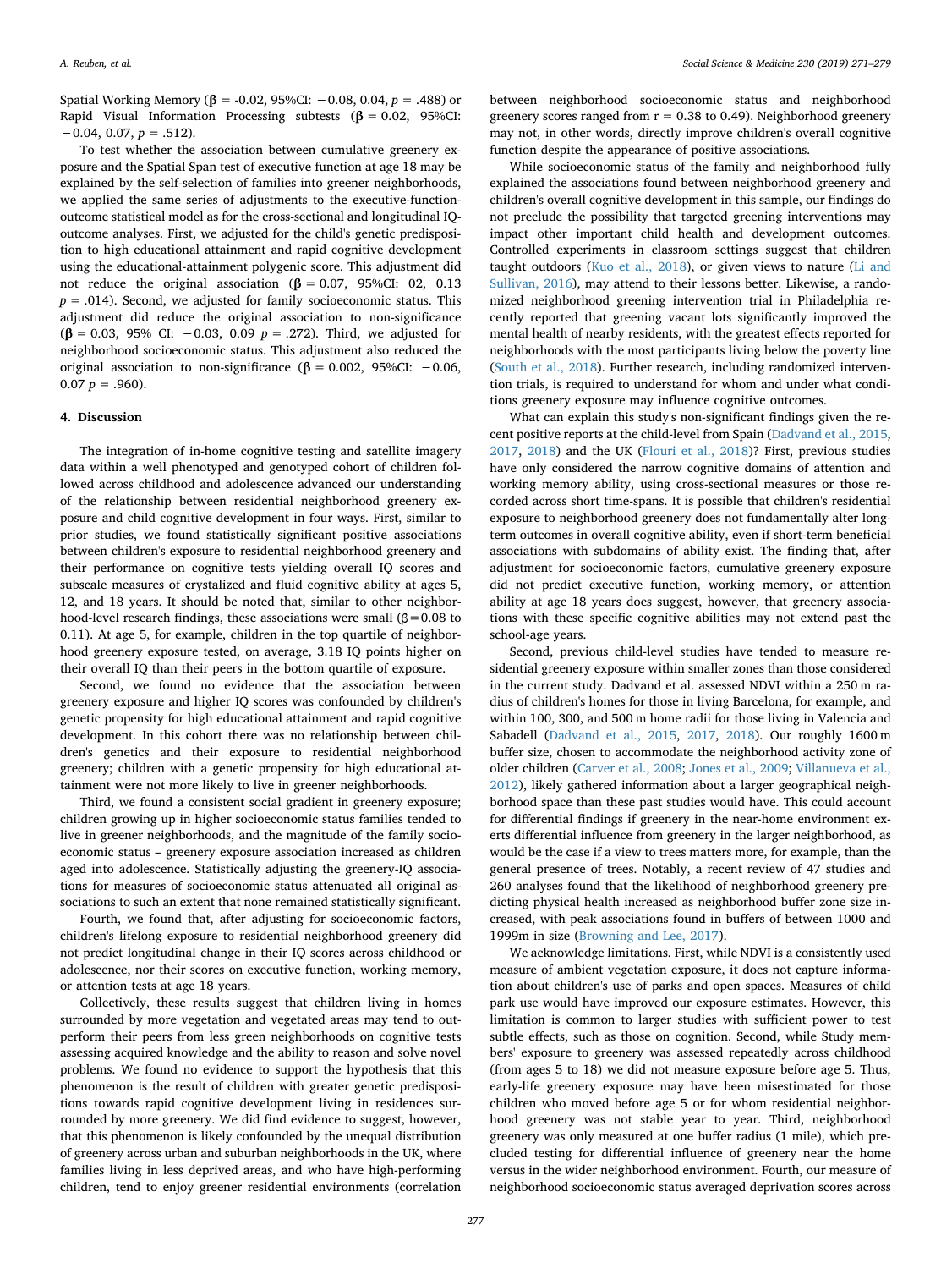Spatial Working Memory ($\beta$ = -0.02, 95%CI: −0.08, 0.04, $p$ = .488) or Rapid Visual Information Processing subtests ($\beta$ = 0.02, 95%CI: −0.04, 0.07, $p$ = .512).

To test whether the association between cumulative greenery exposure and the Spatial Span test of executive function at age 18 may be explained by the self-selection of families into greener neighborhoods, we applied the same series of adjustments to the executive-function-outcome statistical model as for the cross-sectional and longitudinal IQ-outcome analyses. First, we adjusted for the child's genetic predisposition to high educational attainment and rapid cognitive development using the educational-attainment polygenic score. This adjustment did not reduce the original association ($\beta$ = 0.07, 95%CI: 02, 0.13 $p$ = .014). Second, we adjusted for family socioeconomic status. This adjustment did reduce the original association to non-significance ($\beta$ = 0.03, 95% CI: −0.03, 0.09 $p$ = .272). Third, we adjusted for neighborhood socioeconomic status. This adjustment also reduced the original association to non-significance ($\beta$ = 0.002, 95%CI: −0.06, 0.07 $p$ = .960).

## 4. Discussion

The integration of in-home cognitive testing and satellite imagery data within a well phenotyped and genotyped cohort of children followed across childhood and adolescence advanced our understanding of the relationship between residential neighborhood greenery exposure and child cognitive development in four ways. First, similar to prior studies, we found statistically significant positive associations between children's exposure to residential neighborhood greenery and their performance on cognitive tests yielding overall IQ scores and subscale measures of crystalized and fluid cognitive ability at ages 5, 12, and 18 years. It should be noted that, similar to other neighborhood-level research findings, these associations were small ($\beta$ = 0.08 to 0.11). At age 5, for example, children in the top quartile of neighborhood greenery exposure tested, on average, 3.18 IQ points higher on their overall IQ than their peers in the bottom quartile of exposure.

Second, we found no evidence that the association between greenery exposure and higher IQ scores was confounded by children's genetic propensity for high educational attainment and rapid cognitive development. In this cohort there was no relationship between children's genetics and their exposure to residential neighborhood greenery; children with a genetic propensity for high educational attainment were not more likely to live in greener neighborhoods.

Third, we found a consistent social gradient in greenery exposure; children growing up in higher socioeconomic status families tended to live in greener neighborhoods, and the magnitude of the family socioeconomic status – greenery exposure association increased as children aged into adolescence. Statistically adjusting the greenery-IQ associations for measures of socioeconomic status attenuated all original associations to such an extent that none remained statistically significant.

Fourth, we found that, after adjusting for socioeconomic factors, children's lifelong exposure to residential neighborhood greenery did not predict longitudinal change in their IQ scores across childhood or adolescence, nor their scores on executive function, working memory, or attention tests at age 18 years.

Collectively, these results suggest that children living in homes surrounded by more vegetation and vegetated areas may tend to outperform their peers from less green neighborhoods on cognitive tests assessing acquired knowledge and the ability to reason and solve novel problems. We found no evidence to support the hypothesis that this phenomenon is the result of children with greater genetic predispositions towards rapid cognitive development living in residences surrounded by more greenery. We did find evidence to suggest, however, that this phenomenon is likely confounded by the unequal distribution of greenery across urban and suburban neighborhoods in the UK, where families living in less deprived areas, and who have high-performing children, tend to enjoy greener residential environments (correlation between neighborhood socioeconomic status and neighborhood greenery scores ranged from r = 0.38 to 0.49). Neighborhood greenery may not, in other words, directly improve children's overall cognitive function despite the appearance of positive associations.

While socioeconomic status of the family and neighborhood fully explained the associations found between neighborhood greenery and children's overall cognitive development in this sample, our findings do not preclude the possibility that targeted greening interventions may impact other important child health and development outcomes. Controlled experiments in classroom settings suggest that children taught outdoors (Kuo et al., 2018), or given views to nature (Li and Sullivan, 2016), may attend to their lessons better. Likewise, a randomized neighborhood greening intervention trial in Philadelphia recently reported that greening vacant lots significantly improved the mental health of nearby residents, with the greatest effects reported for neighborhoods with the most participants living below the poverty line (South et al., 2018). Further research, including randomized intervention trials, is required to understand for whom and under what conditions greenery exposure may influence cognitive outcomes.

What can explain this study's non-significant findings given the recent positive reports at the child-level from Spain (Dadvand et al., 2015, 2017, 2018) and the UK (Flouri et al., 2018)? First, previous studies have only considered the narrow cognitive domains of attention and working memory ability, using cross-sectional measures or those recorded across short time-spans. It is possible that children's residential exposure to neighborhood greenery does not fundamentally alter long-term outcomes in overall cognitive ability, even if short-term beneficial associations with subdomains of ability exist. The finding that, after adjustment for socioeconomic factors, cumulative greenery exposure did not predict executive function, working memory, or attention ability at age 18 years does suggest, however, that greenery associations with these specific cognitive abilities may not extend past the school-age years.

Second, previous child-level studies have tended to measure residential greenery exposure within smaller zones than those considered in the current study. Dadvand et al. assessed NDVI within a 250 m radius of children's homes for those in living Barcelona, for example, and within 100, 300, and 500 m home radii for those living in Valencia and Sabadell (Dadvand et al., 2015, 2017, 2018). Our roughly 1600 m buffer size, chosen to accommodate the neighborhood activity zone of older children (Carver et al., 2008; Jones et al., 2009; Villanueva et al., 2012), likely gathered information about a larger geographical neighborhood space than these past studies would have. This could account for differential findings if greenery in the near-home environment exerts differential influence from greenery in the larger neighborhood, as would be the case if a view to trees matters more, for example, than the general presence of trees. Notably, a recent review of 47 studies and 260 analyses found that the likelihood of neighborhood greenery predicting physical health increased as neighborhood buffer zone size increased, with peak associations found in buffers of between 1000 and 1999m in size (Browning and Lee, 2017).

We acknowledge limitations. First, while NDVI is a consistently used measure of ambient vegetation exposure, it does not capture information about children's use of parks and open spaces. Measures of child park use would have improved our exposure estimates. However, this limitation is common to larger studies with sufficient power to test subtle effects, such as those on cognition. Second, while Study members' exposure to greenery was assessed repeatedly across childhood (from ages 5 to 18) we did not measure exposure before age 5. Thus, early-life greenery exposure may have been misestimated for those children who moved before age 5 or for whom residential neighborhood greenery was not stable year to year. Third, neighborhood greenery was only measured at one buffer radius (1 mile), which precluded testing for differential influence of greenery near the home versus in the wider neighborhood environment. Fourth, our measure of neighborhood socioeconomic status averaged deprivation scores across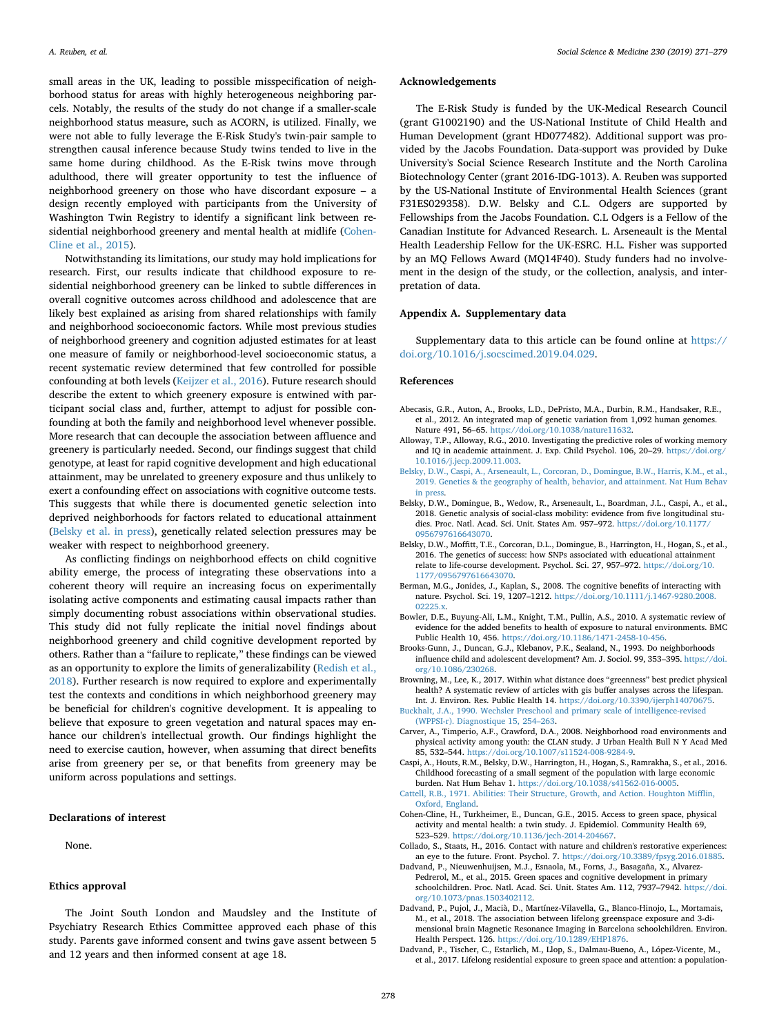small areas in the UK, leading to possible misspecification of neighborhood status for areas with highly heterogeneous neighboring parcels. Notably, the results of the study do not change if a smaller-scale neighborhood status measure, such as ACORN, is utilized. Finally, we were not able to fully leverage the E-Risk Study's twin-pair sample to strengthen causal inference because Study twins tended to live in the same home during childhood. As the E-Risk twins move through adulthood, there will greater opportunity to test the influence of neighborhood greenery on those who have discordant exposure – a design recently employed with participants from the University of Washington Twin Registry to identify a significant link between residential neighborhood greenery and mental health at midlife (Cohen-Cline et al., 2015).

Notwithstanding its limitations, our study may hold implications for research. First, our results indicate that childhood exposure to residential neighborhood greenery can be linked to subtle differences in overall cognitive outcomes across childhood and adolescence that are likely best explained as arising from shared relationships with family and neighborhood socioeconomic factors. While most previous studies of neighborhood greenery and cognition adjusted estimates for at least one measure of family or neighborhood-level socioeconomic status, a recent systematic review determined that few controlled for possible confounding at both levels (Keijzer et al., 2016). Future research should describe the extent to which greenery exposure is entwined with participant social class and, further, attempt to adjust for possible confounding at both the family and neighborhood level whenever possible. More research that can decouple the association between affluence and greenery is particularly needed. Second, our findings suggest that child genotype, at least for rapid cognitive development and high educational attainment, may be unrelated to greenery exposure and thus unlikely to exert a confounding effect on associations with cognitive outcome tests. This suggests that while there is documented genetic selection into deprived neighborhoods for factors related to educational attainment (Belsky et al. in press), genetically related selection pressures may be weaker with respect to neighborhood greenery.

As conflicting findings on neighborhood effects on child cognitive ability emerge, the process of integrating these observations into a coherent theory will require an increasing focus on experimentally isolating active components and estimating causal impacts rather than simply documenting robust associations within observational studies. This study did not fully replicate the initial novel findings about neighborhood greenery and child cognitive development reported by others. Rather than a "failure to replicate," these findings can be viewed as an opportunity to explore the limits of generalizability (Redish et al., 2018). Further research is now required to explore and experimentally test the contexts and conditions in which neighborhood greenery may be beneficial for children's cognitive development. It is appealing to believe that exposure to green vegetation and natural spaces may enhance our children's intellectual growth. Our findings highlight the need to exercise caution, however, when assuming that direct benefits arise from greenery per se, or that benefits from greenery may be uniform across populations and settings.

## Declarations of interest

None.

## Ethics approval

The Joint South London and Maudsley and the Institute of Psychiatry Research Ethics Committee approved each phase of this study. Parents gave informed consent and twins gave assent between 5 and 12 years and then informed consent at age 18.

## Acknowledgements

The E-Risk Study is funded by the UK-Medical Research Council (grant G1002190) and the US-National Institute of Child Health and Human Development (grant HD077482). Additional support was provided by the Jacobs Foundation. Data-support was provided by Duke University's Social Science Research Institute and the North Carolina Biotechnology Center (grant 2016-IDG-1013). A. Reuben was supported by the US-National Institute of Environmental Health Sciences (grant F31ES029358). D.W. Belsky and C.L. Odgers are supported by Fellowships from the Jacobs Foundation. C.L Odgers is a Fellow of the Canadian Institute for Advanced Research. L. Arseneault is the Mental Health Leadership Fellow for the UK-ESRC. H.L. Fisher was supported by an MQ Fellows Award (MQ14F40). Study funders had no involvement in the design of the study, or the collection, analysis, and interpretation of data.

## Appendix A. Supplementary data

Supplementary data to this article can be found online at https://doi.org/10.1016/j.socscimed.2019.04.029.

## References

Abecasis, G.R., Auton, A., Brooks, L.D., DePristo, M.A., Durbin, R.M., Handsaker, R.E., et al., 2012. An integrated map of genetic variation from 1,092 human genomes. Nature 491, 56–65. https://doi.org/10.1038/nature11632.

Alloway, T.P., Alloway, R.G., 2010. Investigating the predictive roles of working memory and IQ in academic attainment. J. Exp. Child Psychol. 106, 20–29. https://doi.org/10.1016/j.jecp.2009.11.003.

Belsky, D.W., Caspi, A., Arseneault, L., Corcoran, D., Domingue, B.W., Harris, K.M., et al., 2019. Genetics & the geography of health, behavior, and attainment. Nat Hum Behav in press.

Belsky, D.W., Domingue, B., Wedow, R., Arseneault, L., Boardman, J.L., Caspi, A., et al., 2018. Genetic analysis of social-class mobility: evidence from five longitudinal studies. Proc. Natl. Acad. Sci. Unit. States Am. 957–972. https://doi.org/10.1177/0956797616643070.

Belsky, D.W., Moffitt, T.E., Corcoran, D.L., Domingue, B., Harrington, H., Hogan, S., et al., 2016. The genetics of success: how SNPs associated with educational attainment relate to life-course development. Psychol. Sci. 27, 957–972. https://doi.org/10.1177/0956797616643070.

Berman, M.G., Jonides, J., Kaplan, S., 2008. The cognitive benefits of interacting with nature. Psychol. Sci. 19, 1207–1212. https://doi.org/10.1111/j.1467-9280.2008.02225.x.

Bowler, D.E., Buyung-Ali, L.M., Knight, T.M., Pullin, A.S., 2010. A systematic review of evidence for the added benefits to health of exposure to natural environments. BMC Public Health 10, 456. https://doi.org/10.1186/1471-2458-10-456.

Brooks-Gunn, J., Duncan, G.J., Klebanov, P.K., Sealand, N., 1993. Do neighborhoods influence child and adolescent development? Am. J. Sociol. 99, 353–395. https://doi.org/10.1086/230268.

Browning, M., Lee, K., 2017. Within what distance does "greenness" best predict physical health? A systematic review of articles with gis buffer analyses across the lifespan. Int. J. Environ. Res. Public Health 14. https://doi.org/10.3390/ijerph14070675.

Buckhalt, J.A., 1990. Wechsler Preschool and primary scale of intelligence-revised (WPPSI-r). Diagnostique 15, 254–263.

Carver, A., Timperio, A.F., Crawford, D.A., 2008. Neighborhood road environments and physical activity among youth: the CLAN study. J Urban Health Bull N Y Acad Med 85, 532–544. https://doi.org/10.1007/s11524-008-9284-9.

Caspi, A., Houts, R.M., Belsky, D.W., Harrington, H., Hogan, S., Ramrakha, S., et al., 2016. Childhood forecasting of a small segment of the population with large economic burden. Nat Hum Behav 1. https://doi.org/10.1038/s41562-016-0005.

Cattell, R.B., 1971. Abilities: Their Structure, Growth, and Action. Houghton Mifflin, Oxford, England.

Cohen-Cline, H., Turkheimer, E., Duncan, G.E., 2015. Access to green space, physical activity and mental health: a twin study. J. Epidemiol. Community Health 69, 523–529. https://doi.org/10.1136/jech-2014-204667.

Collado, S., Staats, H., 2016. Contact with nature and children's restorative experiences: an eye to the future. Front. Psychol. 7. https://doi.org/10.3389/fpsyg.2016.01885.

Dadvand, P., Nieuwenhuijsen, M.J., Esnaola, M., Forns, J., Basagaña, X., Alvarez-Pedrerol, M., et al., 2015. Green spaces and cognitive development in primary schoolchildren. Proc. Natl. Acad. Sci. Unit. States Am. 112, 7937–7942. https://doi.org/10.1073/pnas.1503402112.

Dadvand, P., Pujol, J., Macià, D., Martínez-Vilavella, G., Blanco-Hinojo, L., Mortamais, M., et al., 2018. The association between lifelong greenspace exposure and 3-dimensional brain Magnetic Resonance Imaging in Barcelona schoolchildren. Environ. Health Perspect. 126. https://doi.org/10.1289/EHP1876.

Dadvand, P., Tischer, C., Estarlich, M., Llop, S., Dalmau-Bueno, A., López-Vicente, M., et al., 2017. Lifelong residential exposure to green space and attention: a population-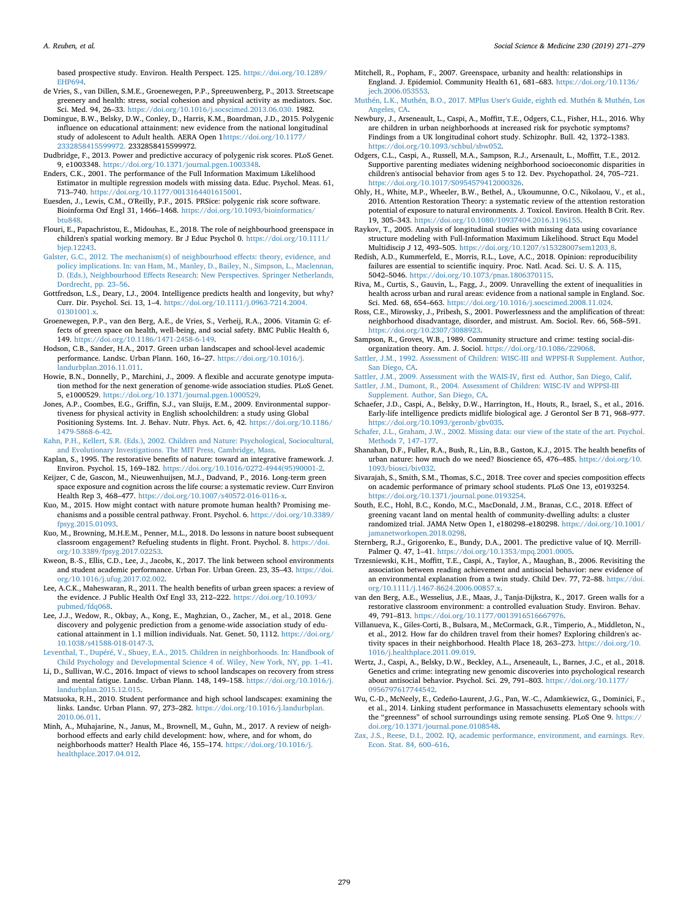based prospective study. Environ. Health Perspect. 125. https://doi.org/10.1289/EHP694.

de Vries, S., van Dillen, S.M.E., Groenewegen, P.P., Spreeuwenberg, P., 2013. Streetscape greenery and health: stress, social cohesion and physical activity as mediators. Soc. Sci. Med. 94, 26–33. https://doi.org/10.1016/j.socscimed.2013.06.030. 1982.

Domingue, B.W., Belsky, D.W., Conley, D., Harris, K.M., Boardman, J.D., 2015. Polygenic influence on educational attainment: new evidence from the national longitudinal study of adolescent to Adult health. AERA Open 1https://doi.org/10.1177/2332858415599972. 2332858415599972.

Dudbridge, F., 2013. Power and predictive accuracy of polygenic risk scores. PLoS Genet. 9, e1003348. https://doi.org/10.1371/journal.pgen.1003348.

Enders, C.K., 2001. The performance of the Full Information Maximum Likelihood Estimator in multiple regression models with missing data. Educ. Psychol. Meas. 61, 713–740. https://doi.org/10.1177/0013164401615001.

Euesden, J., Lewis, C.M., O'Reilly, P.F., 2015. PRSice: polygenic risk score software. Bioinforma Oxf Engl 31, 1466–1468. https://doi.org/10.1093/bioinformatics/btu848.

Flouri, E., Papachristou, E., Midouhas, E., 2018. The role of neighbourhood greenspace in children's spatial working memory. Br J Educ Psychol 0. https://doi.org/10.1111/bjep.12243.

Galster, G.C., 2012. The mechanism(s) of neighbourhood effects: theory, evidence, and policy implications. In: van Ham, M., Manley, D., Bailey, N., Simpson, L., Maclennan, D. (Eds.), Neighbourhood Effects Research: New Perspectives. Springer Netherlands, Dordrecht, pp. 23–56.

Gottfredson, L.S., Deary, I.J., 2004. Intelligence predicts health and longevity, but why? Curr. Dir. Psychol. Sci. 13, 1–4. https://doi.org/10.1111/j.0963-7214.2004.01301001.x.

Groenewegen, P.P., van den Berg, A.E., de Vries, S., Verheij, R.A., 2006. Vitamin G: effects of green space on health, well-being, and social safety. BMC Public Health 6, 149. https://doi.org/10.1186/1471-2458-6-149.

Hodson, C.B., Sander, H.A., 2017. Green urban landscapes and school-level academic performance. Landsc. Urban Plann. 160, 16–27. https://doi.org/10.1016/j.landurbplan.2016.11.011.

Howie, B.N., Donnelly, P., Marchini, J., 2009. A flexible and accurate genotype imputation method for the next generation of genome-wide association studies. PLoS Genet. 5, e1000529. https://doi.org/10.1371/journal.pgen.1000529.

Jones, A.P., Coombes, E.G., Griffin, S.J., van Sluijs, E.M., 2009. Environmental supportiveness for physical activity in English schoolchildren: a study using Global Positioning Systems. Int. J. Behav. Nutr. Phys. Act. 6, 42. https://doi.org/10.1186/1479-5868-6-42.

Kahn, P.H., Kellert, S.R. (Eds.), 2002. Children and Nature: Psychological, Sociocultural, and Evolutionary Investigations. The MIT Press, Cambridge, Mass.

Kaplan, S., 1995. The restorative benefits of nature: toward an integrative framework. J. Environ. Psychol. 15, 169–182. https://doi.org/10.1016/0272-4944(95)90001-2.

Keijzer, C de, Gascon, M., Nieuwenhuijsen, M.J., Dadvand, P., 2016. Long-term green space exposure and cognition across the life course: a systematic review. Curr Environ Health Rep 3, 468–477. https://doi.org/10.1007/s40572-016-0116-x.

Kuo, M., 2015. How might contact with nature promote human health? Promising mechanisms and a possible central pathway. Front. Psychol. 6. https://doi.org/10.3389/fpsyg.2015.01093.

Kuo, M., Browning, M.H.E.M., Penner, M.L., 2018. Do lessons in nature boost subsequent classroom engagement? Refueling students in flight. Front. Psychol. 8. https://doi.org/10.3389/fpsyg.2017.02253.

Kweon, B.-S., Ellis, C.D., Lee, J., Jacobs, K., 2017. The link between school environments and student academic performance. Urban For. Urban Green. 23, 35–43. https://doi.org/10.1016/j.ufug.2017.02.002.

Lee, A.C.K., Maheswaran, R., 2011. The health benefits of urban green spaces: a review of the evidence. J Public Health Oxf Engl 33, 212–222. https://doi.org/10.1093/pubmed/fdq068.

Lee, J.J., Wedow, R., Okbay, A., Kong, E., Maghzian, O., Zacher, M., et al., 2018. Gene discovery and polygenic prediction from a genome-wide association study of educational attainment in 1.1 million individuals. Nat. Genet. 50, 1112. https://doi.org/10.1038/s41588-018-0147-3.

Leventhal, T., Dupéré, V., Shuey, E.A., 2015. Children in neighborhoods. In: Handbook of Child Psychology and Developmental Science 4 of. Wiley, New York, NY, pp. 1–41.

Li, D., Sullivan, W.C., 2016. Impact of views to school landscapes on recovery from stress and mental fatigue. Landsc. Urban Plann. 148, 149–158. https://doi.org/10.1016/j.landurbplan.2015.12.015.

Matsuoka, R.H., 2010. Student performance and high school landscapes: examining the links. Landsc. Urban Plann. 97, 273–282. https://doi.org/10.1016/j.landurbplan.2010.06.011.

Minh, A., Muhajarine, N., Janus, M., Brownell, M., Guhn, M., 2017. A review of neighborhood effects and early child development: how, where, and for whom, do neighborhoods matter? Health Place 46, 155–174. https://doi.org/10.1016/j.healthplace.2017.04.012.

Mitchell, R., Popham, F., 2007. Greenspace, urbanity and health: relationships in England. J. Epidemiol. Community Health 61, 681–683. https://doi.org/10.1136/jech.2006.053553.

Muthén, L.K., Muthén, B.O., 2017. MPlus User's Guide, eighth ed. Muthén & Muthén, Los Angeles, CA.

Newbury, J., Arseneault, L., Caspi, A., Moffitt, T.E., Odgers, C.L., Fisher, H.L., 2016. Why are children in urban neighborhoods at increased risk for psychotic symptoms? Findings from a UK longitudinal cohort study. Schizophr. Bull. 42, 1372–1383. https://doi.org/10.1093/schbul/sbw052.

Odgers, C.L., Caspi, A., Russell, M.A., Sampson, R.J., Arseneault, L., Moffitt, T.E., 2012. Supportive parenting mediates widening neighborhood socioeconomic disparities in children's antisocial behavior from ages 5 to 12. Dev. Psychopathol. 24, 705–721. https://doi.org/10.1017/S0954579412000326.

Ohly, H., White, M.P., Wheeler, B.W., Bethel, A., Ukoumunne, O.C., Nikolaou, V., et al., 2016. Attention Restoration Theory: a systematic review of the attention restoration potential of exposure to natural environments. J. Toxicol. Environ. Health B Crit. Rev. 19, 305–343. https://doi.org/10.1080/10937404.2016.1196155.

Raykov, T., 2005. Analysis of longitudinal studies with missing data using covariance structure modeling with Full-Information Maximum Likelihood. Struct Equ Model Multidiscip J 12, 493–505. https://doi.org/10.1207/s15328007sem1203_8.

Redish, A.D., Kummerfeld, E., Morris, R.L., Love, A.C., 2018. Opinion: reproducibility failures are essential to scientific inquiry. Proc. Natl. Acad. Sci. U. S. A. 115, 5042–5046. https://doi.org/10.1073/pnas.1806370115.

Riva, M., Curtis, S., Gauvin, L., Fagg, J., 2009. Unravelling the extent of inequalities in health across urban and rural areas: evidence from a national sample in England. Soc. Sci. Med. 68, 654–663. https://doi.org/10.1016/j.socscimed.2008.11.024.

Ross, C.E., Mirowsky, J., Pribesh, S., 2001. Powerlessness and the amplification of threat: neighborhood disadvantage, disorder, and mistrust. Am. Sociol. Rev. 66, 568–591. https://doi.org/10.2307/3088923.

Sampson, R., Groves, W.B., 1989. Community structure and crime: testing social-disorganization theory. Am. J. Sociol. https://doi.org/10.1086/229068.

Sattler, J.M., 1992. Assessment of Children: WISC-III and WPPSI-R Supplement. Author, San Diego, CA.

Sattler, J.M., 2009. Assessment with the WAIS-IV, first ed. Author, San Diego, Calif.

Sattler, J.M., Dumont, R., 2004. Assessment of Children: WISC-IV and WPPSI-III Supplement. Author, San Diego, CA.

Schaefer, J.D., Caspi, A., Belsky, D.W., Harrington, H., Houts, R., Israel, S., et al., 2016. Early-life intelligence predicts midlife biological age. J Gerontol Ser B 71, 968–977. https://doi.org/10.1093/geronb/gbv035.

Schafer, J.L., Graham, J.W., 2002. Missing data: our view of the state of the art. Psychol. Methods 7, 147–177.

Shanahan, D.F., Fuller, R.A., Bush, R., Lin, B.B., Gaston, K.J., 2015. The health benefits of urban nature: how much do we need? Bioscience 65, 476–485. https://doi.org/10.1093/biosci/biv032.

Sivarajah, S., Smith, S.M., Thomas, S.C., 2018. Tree cover and species composition effects on academic performance of primary school students. PLoS One 13, e0193254. https://doi.org/10.1371/journal.pone.0193254.

South, E.C., Hohl, B.C., Kondo, M.C., MacDonald, J.M., Branas, C.C., 2018. Effect of greening vacant land on mental health of community-dwelling adults: a cluster randomized trial. JAMA Netw Open 1, e180298–e180298. https://doi.org/10.1001/jamanetworkopen.2018.0298.

Sternberg, R.J., Grigorenko, E., Bundy, D.A., 2001. The predictive value of IQ. Merrill-Palmer Q. 47, 1–41. https://doi.org/10.1353/mpq.2001.0005.

Trzesniewski, K.H., Moffitt, T.E., Caspi, A., Taylor, A., Maughan, B., 2006. Revisiting the association between reading achievement and antisocial behavior: new evidence of an environmental explanation from a twin study. Child Dev. 77, 72–88. https://doi.org/10.1111/j.1467-8624.2006.00857.x.

van den Berg, A.E., Wesselius, J.E., Maas, J., Tanja-Dijkstra, K., 2017. Green walls for a restorative classroom environment: a controlled evaluation Study. Environ. Behav. 49, 791–813. https://doi.org/10.1177/0013916516667976.

Villanueva, K., Giles-Corti, B., Bulsara, M., McCormack, G.R., Timperio, A., Middleton, N., et al., 2012. How far do children travel from their homes? Exploring children's activity spaces in their neighborhood. Health Place 18, 263–273. https://doi.org/10.1016/j.healthplace.2011.09.019.

Wertz, J., Caspi, A., Belsky, D.W., Beckley, A.L., Arseneault, L., Barnes, J.C., et al., 2018. Genetics and crime: integrating new genomic discoveries into psychological research about antisocial behavior. Psychol. Sci. 29, 791–803. https://doi.org/10.1177/0956797617744542.

Wu, C.-D., McNeely, E., Cedeño-Laurent, J.G., Pan, W.-C., Adamkiewicz, G., Dominici, F., et al., 2014. Linking student performance in Massachusetts elementary schools with the "greenness" of school surroundings using remote sensing. PLoS One 9. https://doi.org/10.1371/journal.pone.0108548.

Zax, J.S., Reese, D.I., 2002. IQ, academic performance, environment, and earnings. Rev. Econ. Stat. 84, 600–616.